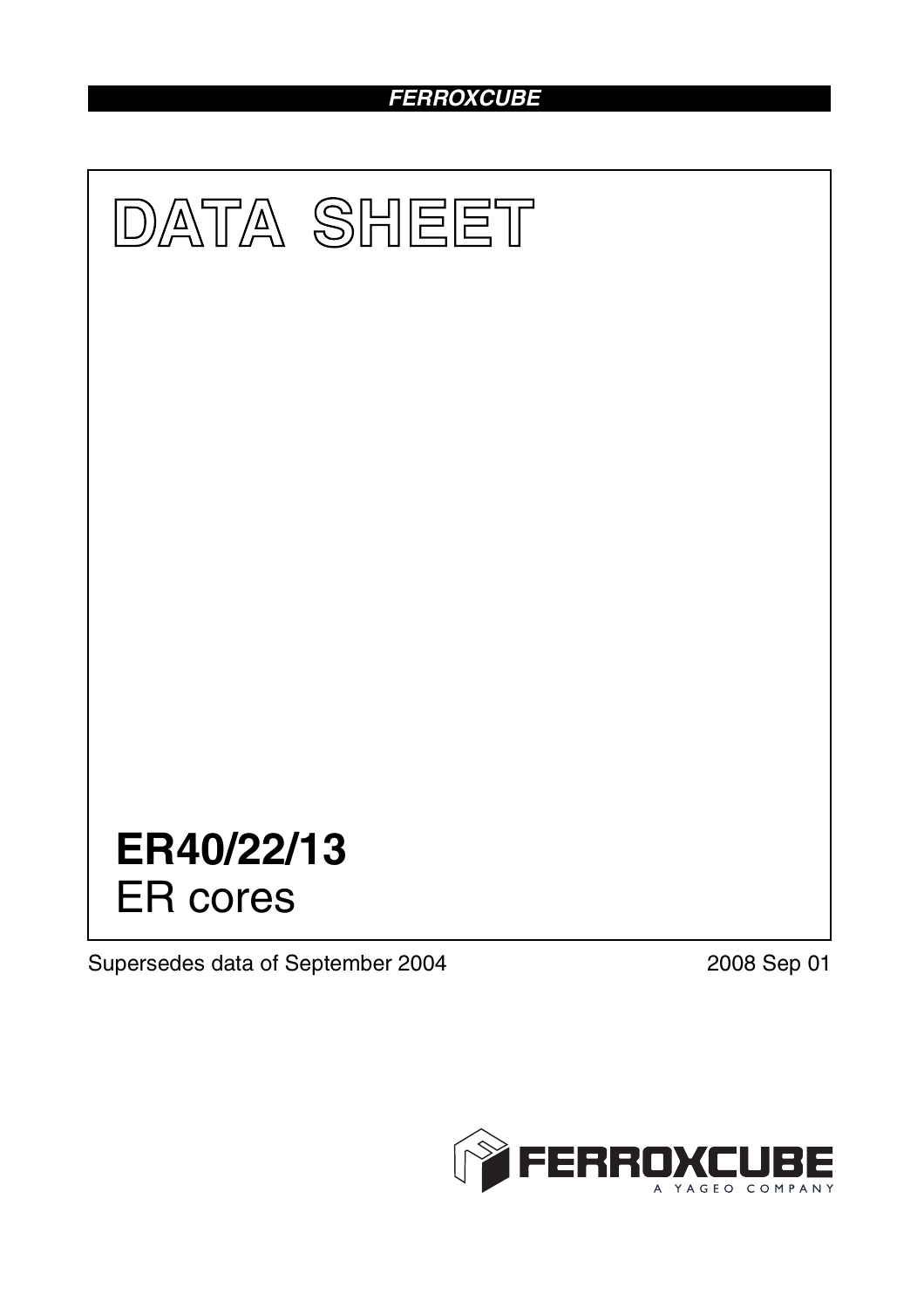FERROXCUBE

# DATA SHEET

# ER40/22/13
ER cores

Supersedes data of September 2004

2008 Sep 01

FERROXCUBE
A YAGEO COMPANY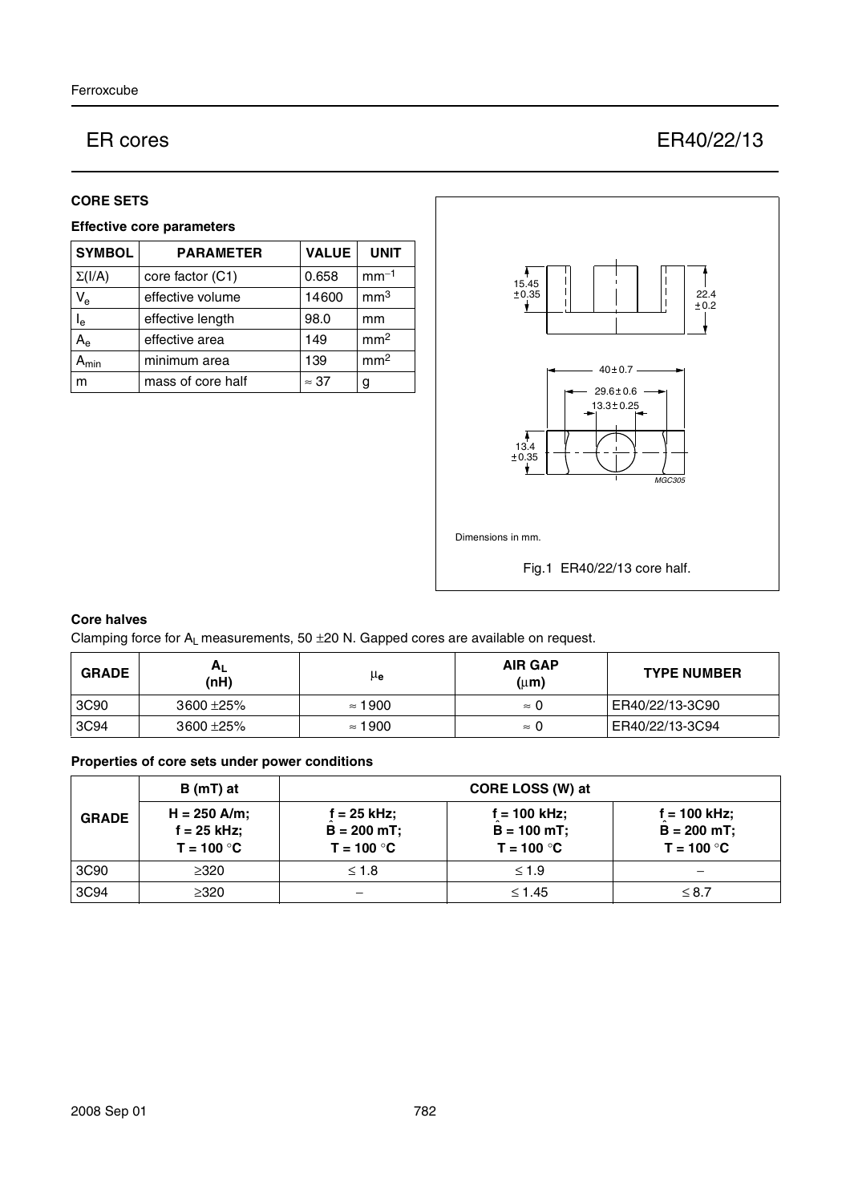# ER cores — ER40/22/13

## CORE SETS

### Effective core parameters

| SYMBOL | PARAMETER | VALUE | UNIT |
|---|---|---|---|
| $\Sigma(I/A)$ | core factor (C1) | 0.658 | $mm^{-1}$ |
| $V_e$ | effective volume | 14600 | $mm^3$ |
| $l_e$ | effective length | 98.0 | mm |
| $A_e$ | effective area | 149 | $mm^2$ |
| $A_{min}$ | minimum area | 139 | $mm^2$ |
| m | mass of core half | ≈ 37 | g |

Dimensions in mm.

Fig.1 ER40/22/13 core half.

### Core halves

Clamping force for $A_L$ measurements, 50 ±20 N. Gapped cores are available on request.

| GRADE | $A_L$ (nH) | $\mu_e$ | AIR GAP (μm) | TYPE NUMBER |
|---|---|---|---|---|
| 3C90 | 3600 ±25% | ≈ 1900 | ≈ 0 | ER40/22/13-3C90 |
| 3C94 | 3600 ±25% | ≈ 1900 | ≈ 0 | ER40/22/13-3C94 |

### Properties of core sets under power conditions

| GRADE | B (mT) at | CORE LOSS (W) at | | |
|---|---|---|---|---|
| | H = 250 A/m; f = 25 kHz; T = 100 °C | f = 25 kHz; $\hat{B}$ = 200 mT; T = 100 °C | f = 100 kHz; $\hat{B}$ = 100 mT; T = 100 °C | f = 100 kHz; $\hat{B}$ = 200 mT; T = 100 °C |
| 3C90 | ≥320 | ≤ 1.8 | ≤ 1.9 | − |
| 3C94 | ≥320 | − | ≤ 1.45 | ≤ 8.7 |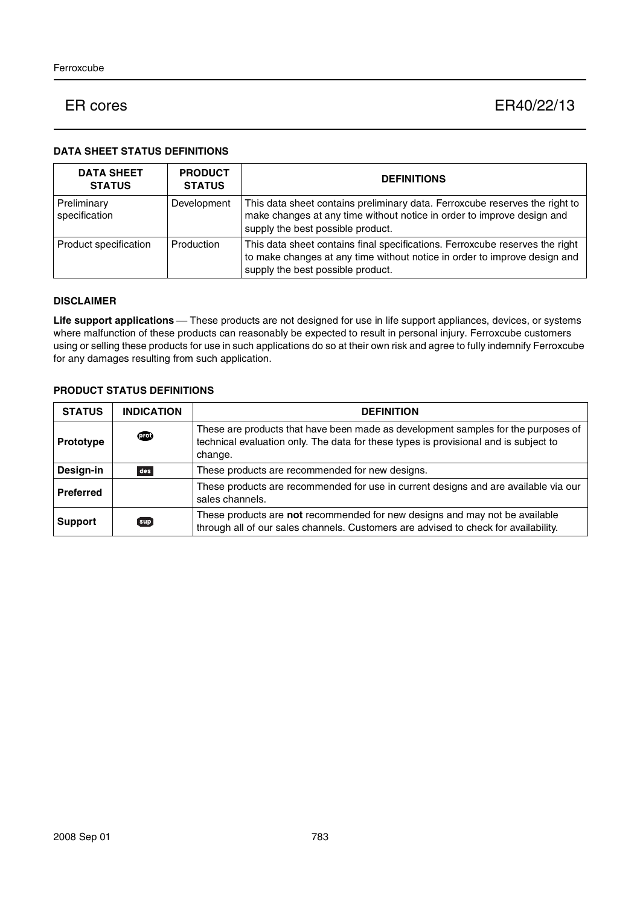## DATA SHEET STATUS DEFINITIONS

| DATA SHEET STATUS | PRODUCT STATUS | DEFINITIONS |
|---|---|---|
| Preliminary specification | Development | This data sheet contains preliminary data. Ferroxcube reserves the right to make changes at any time without notice in order to improve design and supply the best possible product. |
| Product specification | Production | This data sheet contains final specifications. Ferroxcube reserves the right to make changes at any time without notice in order to improve design and supply the best possible product. |

## DISCLAIMER

**Life support applications** — These products are not designed for use in life support appliances, devices, or systems where malfunction of these products can reasonably be expected to result in personal injury. Ferroxcube customers using or selling these products for use in such applications do so at their own risk and agree to fully indemnify Ferroxcube for any damages resulting from such application.

## PRODUCT STATUS DEFINITIONS

| STATUS | INDICATION | DEFINITION |
|---|---|---|
| **Prototype** | prot | These are products that have been made as development samples for the purposes of technical evaluation only. The data for these types is provisional and is subject to change. |
| **Design-in** | des | These products are recommended for new designs. |
| **Preferred** | | These products are recommended for use in current designs and are available via our sales channels. |
| **Support** | sup | These products are **not** recommended for new designs and may not be available through all of our sales channels. Customers are advised to check for availability. |